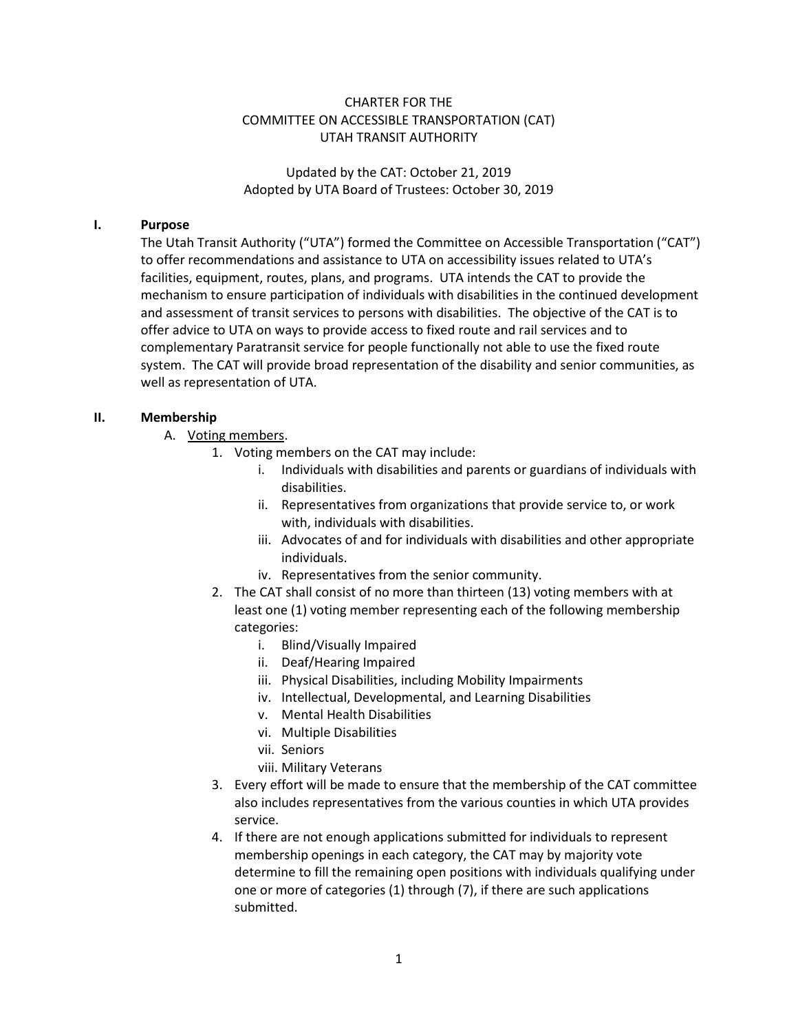# CHARTER FOR THE COMMITTEE ON ACCESSIBLE TRANSPORTATION (CAT) UTAH TRANSIT AUTHORITY

Updated by the CAT: October 21, 2019
Adopted by UTA Board of Trustees: October 30, 2019

## I. Purpose

The Utah Transit Authority ("UTA") formed the Committee on Accessible Transportation ("CAT") to offer recommendations and assistance to UTA on accessibility issues related to UTA's facilities, equipment, routes, plans, and programs. UTA intends the CAT to provide the mechanism to ensure participation of individuals with disabilities in the continued development and assessment of transit services to persons with disabilities. The objective of the CAT is to offer advice to UTA on ways to provide access to fixed route and rail services and to complementary Paratransit service for people functionally not able to use the fixed route system. The CAT will provide broad representation of the disability and senior communities, as well as representation of UTA.

## II. Membership

A. Voting members.

1. Voting members on the CAT may include:
   i. Individuals with disabilities and parents or guardians of individuals with disabilities.
   ii. Representatives from organizations that provide service to, or work with, individuals with disabilities.
   iii. Advocates of and for individuals with disabilities and other appropriate individuals.
   iv. Representatives from the senior community.
2. The CAT shall consist of no more than thirteen (13) voting members with at least one (1) voting member representing each of the following membership categories:
   i. Blind/Visually Impaired
   ii. Deaf/Hearing Impaired
   iii. Physical Disabilities, including Mobility Impairments
   iv. Intellectual, Developmental, and Learning Disabilities
   v. Mental Health Disabilities
   vi. Multiple Disabilities
   vii. Seniors
   viii. Military Veterans
3. Every effort will be made to ensure that the membership of the CAT committee also includes representatives from the various counties in which UTA provides service.
4. If there are not enough applications submitted for individuals to represent membership openings in each category, the CAT may by majority vote determine to fill the remaining open positions with individuals qualifying under one or more of categories (1) through (7), if there are such applications submitted.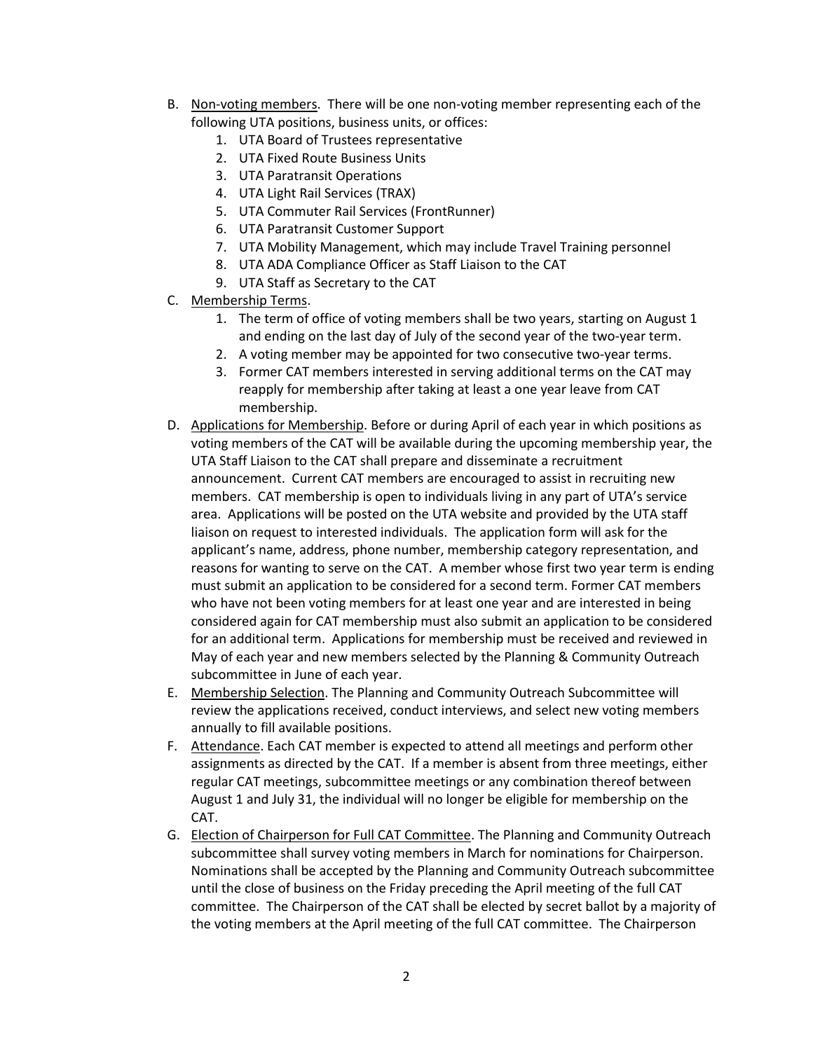B. Non-voting members. There will be one non-voting member representing each of the following UTA positions, business units, or offices:
   1. UTA Board of Trustees representative
   2. UTA Fixed Route Business Units
   3. UTA Paratransit Operations
   4. UTA Light Rail Services (TRAX)
   5. UTA Commuter Rail Services (FrontRunner)
   6. UTA Paratransit Customer Support
   7. UTA Mobility Management, which may include Travel Training personnel
   8. UTA ADA Compliance Officer as Staff Liaison to the CAT
   9. UTA Staff as Secretary to the CAT

C. Membership Terms.
   1. The term of office of voting members shall be two years, starting on August 1 and ending on the last day of July of the second year of the two-year term.
   2. A voting member may be appointed for two consecutive two-year terms.
   3. Former CAT members interested in serving additional terms on the CAT may reapply for membership after taking at least a one year leave from CAT membership.

D. Applications for Membership. Before or during April of each year in which positions as voting members of the CAT will be available during the upcoming membership year, the UTA Staff Liaison to the CAT shall prepare and disseminate a recruitment announcement. Current CAT members are encouraged to assist in recruiting new members. CAT membership is open to individuals living in any part of UTA's service area. Applications will be posted on the UTA website and provided by the UTA staff liaison on request to interested individuals. The application form will ask for the applicant's name, address, phone number, membership category representation, and reasons for wanting to serve on the CAT. A member whose first two year term is ending must submit an application to be considered for a second term. Former CAT members who have not been voting members for at least one year and are interested in being considered again for CAT membership must also submit an application to be considered for an additional term. Applications for membership must be received and reviewed in May of each year and new members selected by the Planning & Community Outreach subcommittee in June of each year.

E. Membership Selection. The Planning and Community Outreach Subcommittee will review the applications received, conduct interviews, and select new voting members annually to fill available positions.

F. Attendance. Each CAT member is expected to attend all meetings and perform other assignments as directed by the CAT. If a member is absent from three meetings, either regular CAT meetings, subcommittee meetings or any combination thereof between August 1 and July 31, the individual will no longer be eligible for membership on the CAT.

G. Election of Chairperson for Full CAT Committee. The Planning and Community Outreach subcommittee shall survey voting members in March for nominations for Chairperson. Nominations shall be accepted by the Planning and Community Outreach subcommittee until the close of business on the Friday preceding the April meeting of the full CAT committee. The Chairperson of the CAT shall be elected by secret ballot by a majority of the voting members at the April meeting of the full CAT committee. The Chairperson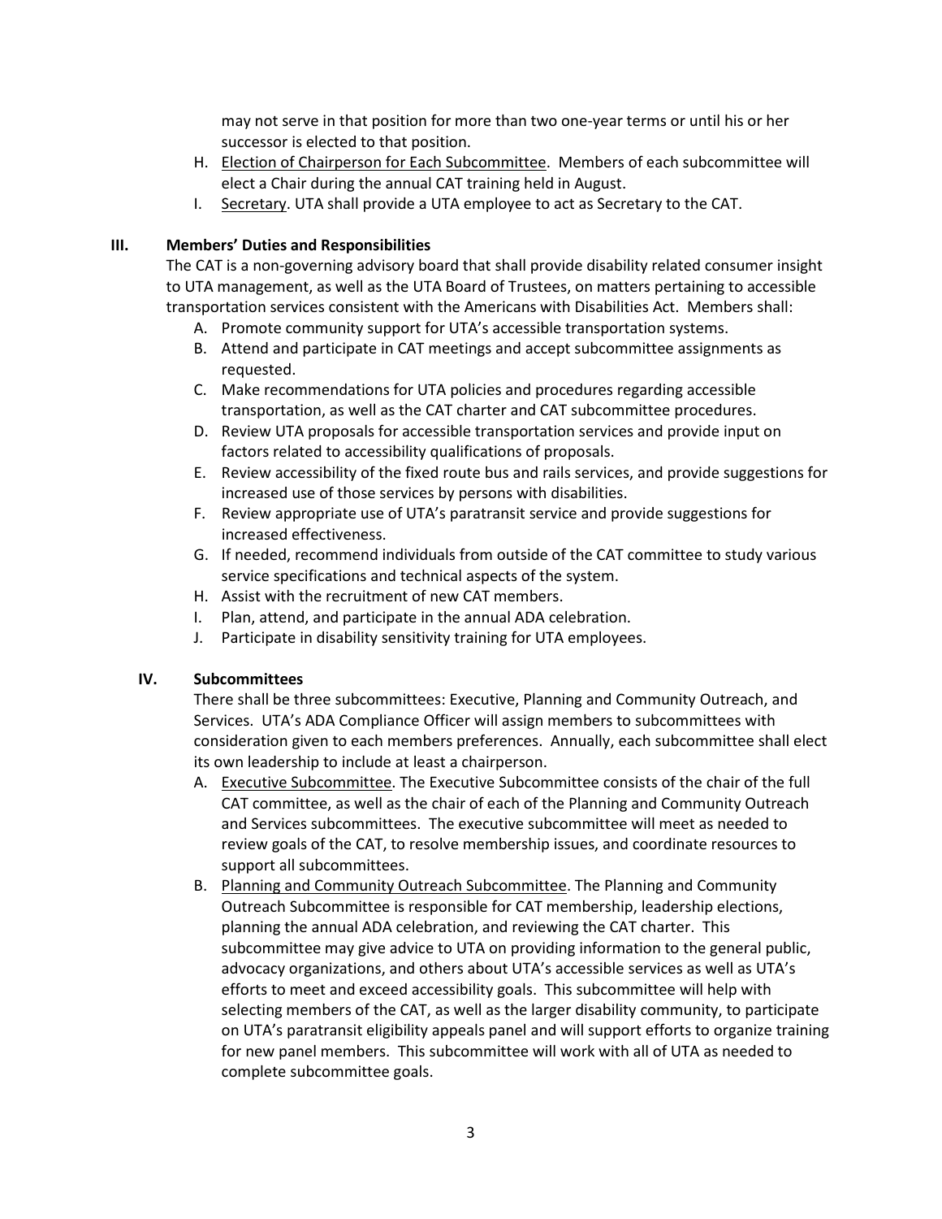may not serve in that position for more than two one-year terms or until his or her successor is elected to that position.

H. Election of Chairperson for Each Subcommittee. Members of each subcommittee will elect a Chair during the annual CAT training held in August.

I. Secretary. UTA shall provide a UTA employee to act as Secretary to the CAT.

## III. Members' Duties and Responsibilities

The CAT is a non-governing advisory board that shall provide disability related consumer insight to UTA management, as well as the UTA Board of Trustees, on matters pertaining to accessible transportation services consistent with the Americans with Disabilities Act. Members shall:

A. Promote community support for UTA's accessible transportation systems.

B. Attend and participate in CAT meetings and accept subcommittee assignments as requested.

C. Make recommendations for UTA policies and procedures regarding accessible transportation, as well as the CAT charter and CAT subcommittee procedures.

D. Review UTA proposals for accessible transportation services and provide input on factors related to accessibility qualifications of proposals.

E. Review accessibility of the fixed route bus and rails services, and provide suggestions for increased use of those services by persons with disabilities.

F. Review appropriate use of UTA's paratransit service and provide suggestions for increased effectiveness.

G. If needed, recommend individuals from outside of the CAT committee to study various service specifications and technical aspects of the system.

H. Assist with the recruitment of new CAT members.

I. Plan, attend, and participate in the annual ADA celebration.

J. Participate in disability sensitivity training for UTA employees.

## IV. Subcommittees

There shall be three subcommittees: Executive, Planning and Community Outreach, and Services. UTA's ADA Compliance Officer will assign members to subcommittees with consideration given to each members preferences. Annually, each subcommittee shall elect its own leadership to include at least a chairperson.

A. Executive Subcommittee. The Executive Subcommittee consists of the chair of the full CAT committee, as well as the chair of each of the Planning and Community Outreach and Services subcommittees. The executive subcommittee will meet as needed to review goals of the CAT, to resolve membership issues, and coordinate resources to support all subcommittees.

B. Planning and Community Outreach Subcommittee. The Planning and Community Outreach Subcommittee is responsible for CAT membership, leadership elections, planning the annual ADA celebration, and reviewing the CAT charter. This subcommittee may give advice to UTA on providing information to the general public, advocacy organizations, and others about UTA's accessible services as well as UTA's efforts to meet and exceed accessibility goals. This subcommittee will help with selecting members of the CAT, as well as the larger disability community, to participate on UTA's paratransit eligibility appeals panel and will support efforts to organize training for new panel members. This subcommittee will work with all of UTA as needed to complete subcommittee goals.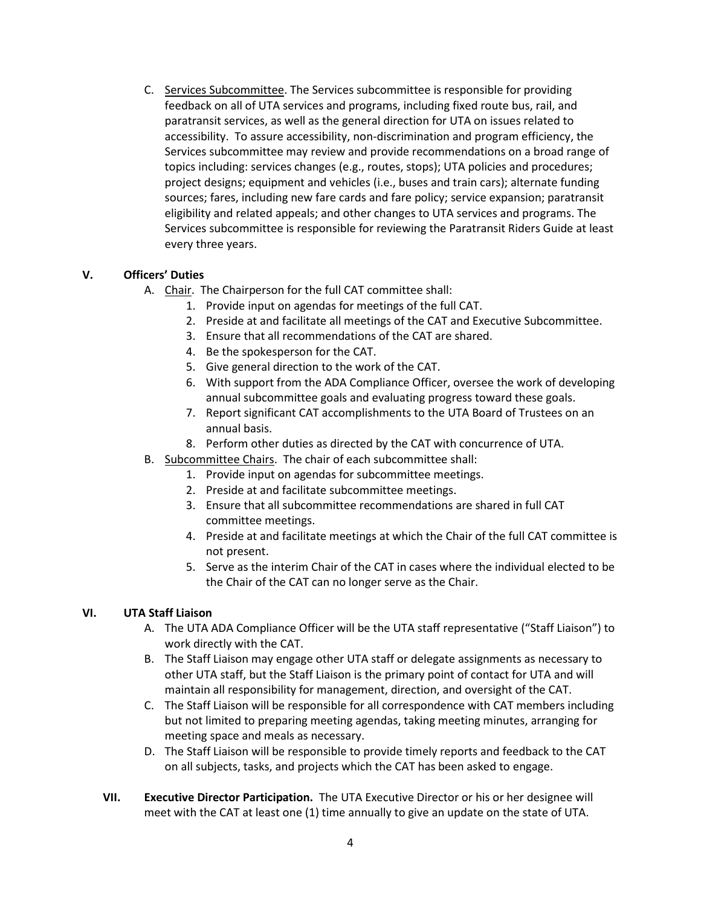C. Services Subcommittee. The Services subcommittee is responsible for providing feedback on all of UTA services and programs, including fixed route bus, rail, and paratransit services, as well as the general direction for UTA on issues related to accessibility. To assure accessibility, non-discrimination and program efficiency, the Services subcommittee may review and provide recommendations on a broad range of topics including: services changes (e.g., routes, stops); UTA policies and procedures; project designs; equipment and vehicles (i.e., buses and train cars); alternate funding sources; fares, including new fare cards and fare policy; service expansion; paratransit eligibility and related appeals; and other changes to UTA services and programs. The Services subcommittee is responsible for reviewing the Paratransit Riders Guide at least every three years.

## V. Officers' Duties

A. Chair. The Chairperson for the full CAT committee shall:

1. Provide input on agendas for meetings of the full CAT.
2. Preside at and facilitate all meetings of the CAT and Executive Subcommittee.
3. Ensure that all recommendations of the CAT are shared.
4. Be the spokesperson for the CAT.
5. Give general direction to the work of the CAT.
6. With support from the ADA Compliance Officer, oversee the work of developing annual subcommittee goals and evaluating progress toward these goals.
7. Report significant CAT accomplishments to the UTA Board of Trustees on an annual basis.
8. Perform other duties as directed by the CAT with concurrence of UTA.

B. Subcommittee Chairs. The chair of each subcommittee shall:

1. Provide input on agendas for subcommittee meetings.
2. Preside at and facilitate subcommittee meetings.
3. Ensure that all subcommittee recommendations are shared in full CAT committee meetings.
4. Preside at and facilitate meetings at which the Chair of the full CAT committee is not present.
5. Serve as the interim Chair of the CAT in cases where the individual elected to be the Chair of the CAT can no longer serve as the Chair.

## VI. UTA Staff Liaison

A. The UTA ADA Compliance Officer will be the UTA staff representative ("Staff Liaison") to work directly with the CAT.

B. The Staff Liaison may engage other UTA staff or delegate assignments as necessary to other UTA staff, but the Staff Liaison is the primary point of contact for UTA and will maintain all responsibility for management, direction, and oversight of the CAT.

C. The Staff Liaison will be responsible for all correspondence with CAT members including but not limited to preparing meeting agendas, taking meeting minutes, arranging for meeting space and meals as necessary.

D. The Staff Liaison will be responsible to provide timely reports and feedback to the CAT on all subjects, tasks, and projects which the CAT has been asked to engage.

## VII. Executive Director Participation.

The UTA Executive Director or his or her designee will meet with the CAT at least one (1) time annually to give an update on the state of UTA.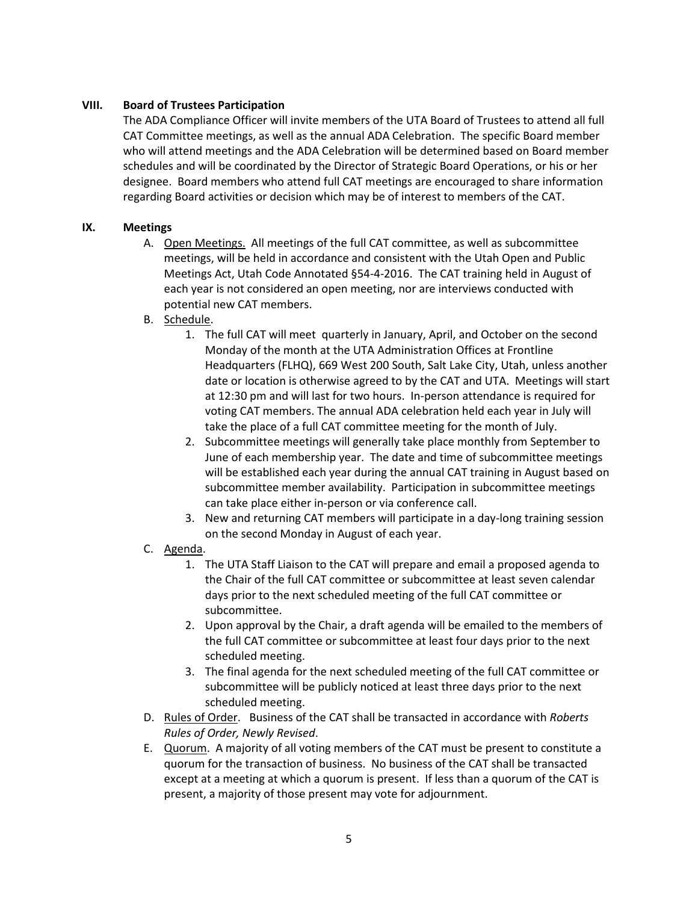## VIII. Board of Trustees Participation

The ADA Compliance Officer will invite members of the UTA Board of Trustees to attend all full CAT Committee meetings, as well as the annual ADA Celebration. The specific Board member who will attend meetings and the ADA Celebration will be determined based on Board member schedules and will be coordinated by the Director of Strategic Board Operations, or his or her designee. Board members who attend full CAT meetings are encouraged to share information regarding Board activities or decision which may be of interest to members of the CAT.

## IX. Meetings

A. Open Meetings. All meetings of the full CAT committee, as well as subcommittee meetings, will be held in accordance and consistent with the Utah Open and Public Meetings Act, Utah Code Annotated §54-4-2016. The CAT training held in August of each year is not considered an open meeting, nor are interviews conducted with potential new CAT members.

B. Schedule.
   1. The full CAT will meet quarterly in January, April, and October on the second Monday of the month at the UTA Administration Offices at Frontline Headquarters (FLHQ), 669 West 200 South, Salt Lake City, Utah, unless another date or location is otherwise agreed to by the CAT and UTA. Meetings will start at 12:30 pm and will last for two hours. In-person attendance is required for voting CAT members. The annual ADA celebration held each year in July will take the place of a full CAT committee meeting for the month of July.
   2. Subcommittee meetings will generally take place monthly from September to June of each membership year. The date and time of subcommittee meetings will be established each year during the annual CAT training in August based on subcommittee member availability. Participation in subcommittee meetings can take place either in-person or via conference call.
   3. New and returning CAT members will participate in a day-long training session on the second Monday in August of each year.

C. Agenda.
   1. The UTA Staff Liaison to the CAT will prepare and email a proposed agenda to the Chair of the full CAT committee or subcommittee at least seven calendar days prior to the next scheduled meeting of the full CAT committee or subcommittee.
   2. Upon approval by the Chair, a draft agenda will be emailed to the members of the full CAT committee or subcommittee at least four days prior to the next scheduled meeting.
   3. The final agenda for the next scheduled meeting of the full CAT committee or subcommittee will be publicly noticed at least three days prior to the next scheduled meeting.

D. Rules of Order. Business of the CAT shall be transacted in accordance with *Roberts Rules of Order, Newly Revised*.

E. Quorum. A majority of all voting members of the CAT must be present to constitute a quorum for the transaction of business. No business of the CAT shall be transacted except at a meeting at which a quorum is present. If less than a quorum of the CAT is present, a majority of those present may vote for adjournment.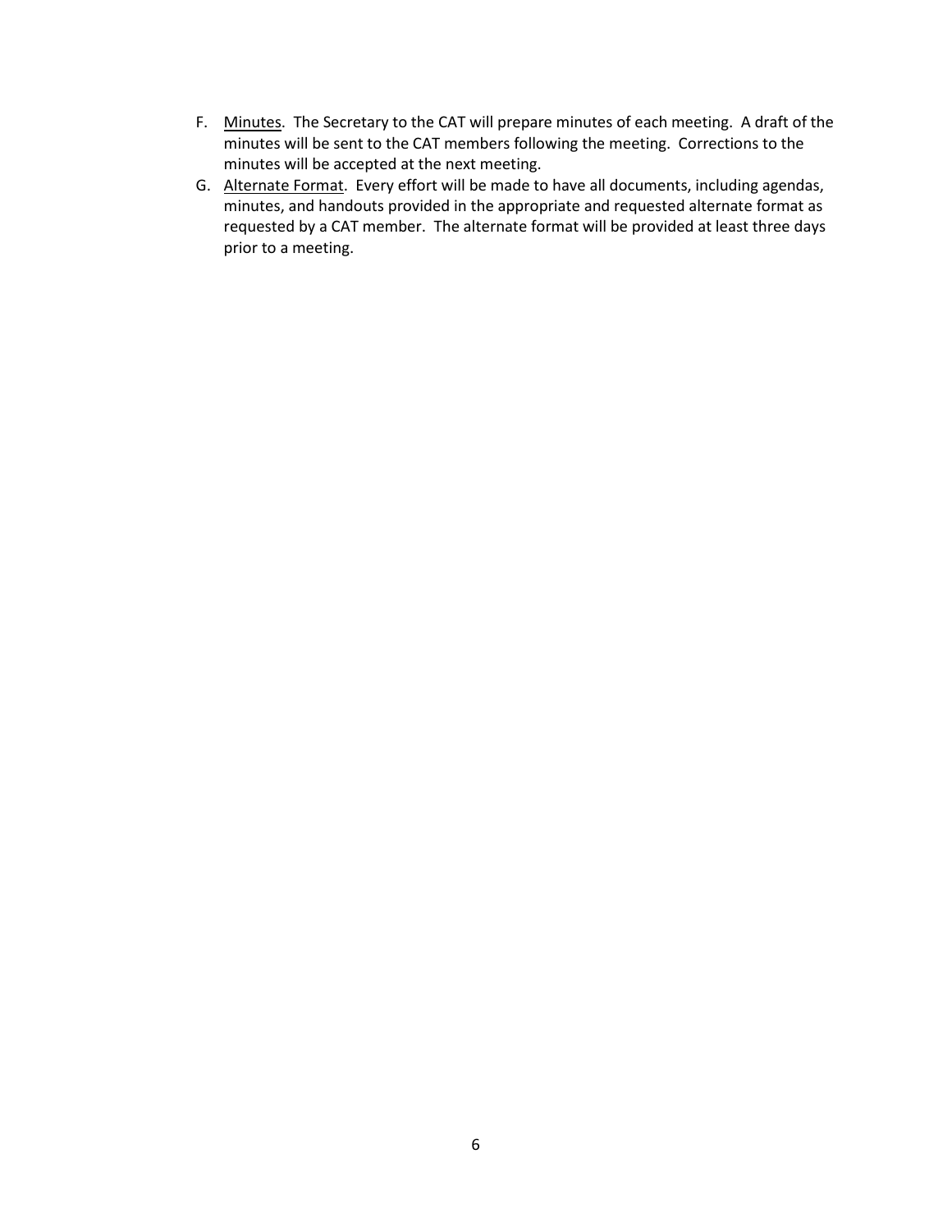F. Minutes. The Secretary to the CAT will prepare minutes of each meeting. A draft of the minutes will be sent to the CAT members following the meeting. Corrections to the minutes will be accepted at the next meeting.

G. Alternate Format. Every effort will be made to have all documents, including agendas, minutes, and handouts provided in the appropriate and requested alternate format as requested by a CAT member. The alternate format will be provided at least three days prior to a meeting.